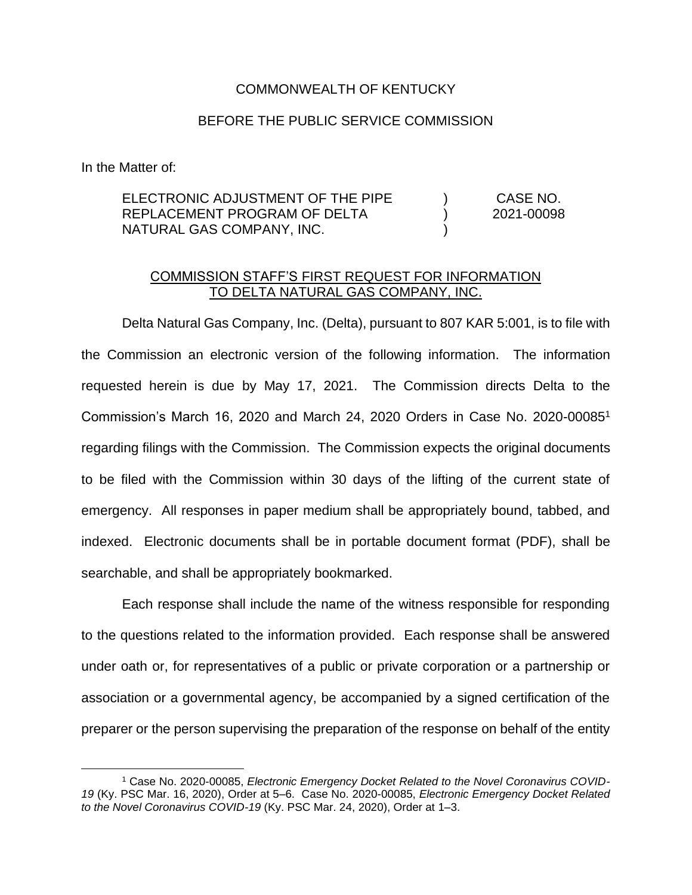COMMONWEALTH OF KENTUCKY

BEFORE THE PUBLIC SERVICE COMMISSION

In the Matter of:

| | | |
|---|---|---|
| ELECTRONIC ADJUSTMENT OF THE PIPE REPLACEMENT PROGRAM OF DELTA NATURAL GAS COMPANY, INC. | ) ) ) | CASE NO. 2021-00098 |

COMMISSION STAFF'S FIRST REQUEST FOR INFORMATION TO DELTA NATURAL GAS COMPANY, INC.

Delta Natural Gas Company, Inc. (Delta), pursuant to 807 KAR 5:001, is to file with the Commission an electronic version of the following information. The information requested herein is due by May 17, 2021. The Commission directs Delta to the Commission's March 16, 2020 and March 24, 2020 Orders in Case No. 2020-00085[1] regarding filings with the Commission. The Commission expects the original documents to be filed with the Commission within 30 days of the lifting of the current state of emergency. All responses in paper medium shall be appropriately bound, tabbed, and indexed. Electronic documents shall be in portable document format (PDF), shall be searchable, and shall be appropriately bookmarked.

Each response shall include the name of the witness responsible for responding to the questions related to the information provided. Each response shall be answered under oath or, for representatives of a public or private corporation or a partnership or association or a governmental agency, be accompanied by a signed certification of the preparer or the person supervising the preparation of the response on behalf of the entity

[1] Case No. 2020-00085, *Electronic Emergency Docket Related to the Novel Coronavirus COVID-19* (Ky. PSC Mar. 16, 2020), Order at 5–6. Case No. 2020-00085, *Electronic Emergency Docket Related to the Novel Coronavirus COVID-19* (Ky. PSC Mar. 24, 2020), Order at 1–3.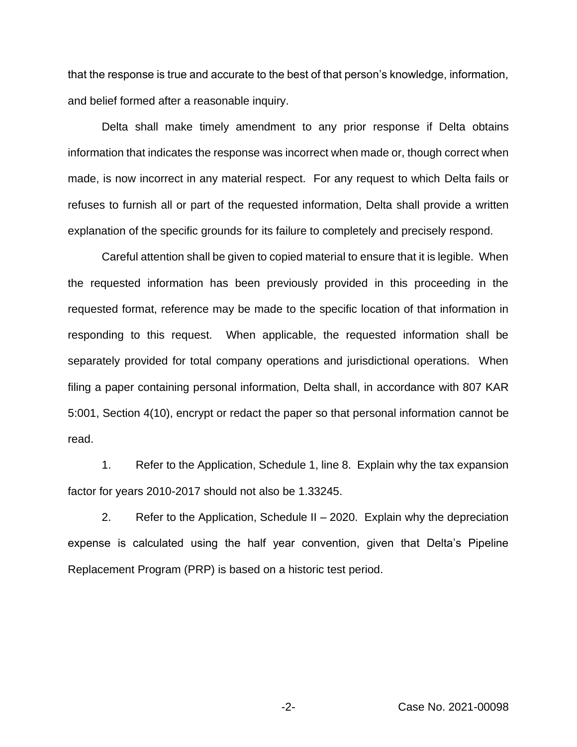that the response is true and accurate to the best of that person's knowledge, information, and belief formed after a reasonable inquiry.

Delta shall make timely amendment to any prior response if Delta obtains information that indicates the response was incorrect when made or, though correct when made, is now incorrect in any material respect. For any request to which Delta fails or refuses to furnish all or part of the requested information, Delta shall provide a written explanation of the specific grounds for its failure to completely and precisely respond.

Careful attention shall be given to copied material to ensure that it is legible. When the requested information has been previously provided in this proceeding in the requested format, reference may be made to the specific location of that information in responding to this request. When applicable, the requested information shall be separately provided for total company operations and jurisdictional operations. When filing a paper containing personal information, Delta shall, in accordance with 807 KAR 5:001, Section 4(10), encrypt or redact the paper so that personal information cannot be read.

1. Refer to the Application, Schedule 1, line 8. Explain why the tax expansion factor for years 2010-2017 should not also be 1.33245.

2. Refer to the Application, Schedule II – 2020. Explain why the depreciation expense is calculated using the half year convention, given that Delta's Pipeline Replacement Program (PRP) is based on a historic test period.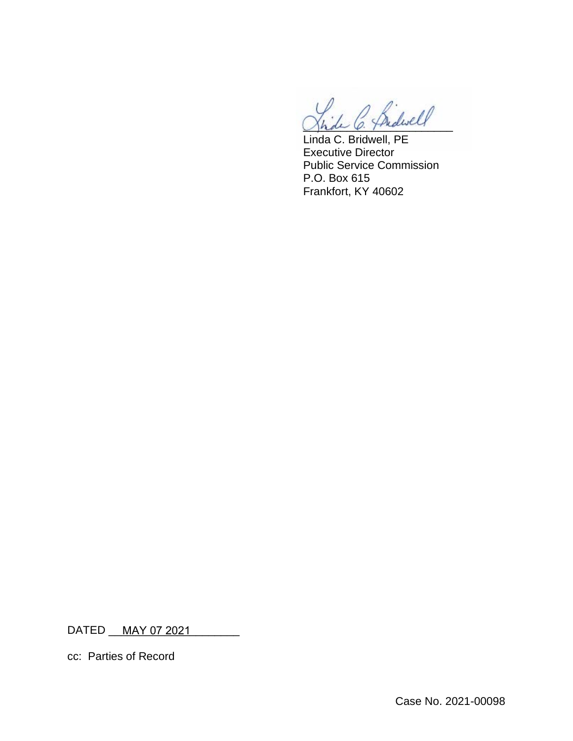Linda C. Bridwell, PE
Executive Director
Public Service Commission
P.O. Box 615
Frankfort, KY 40602

DATED MAY 07 2021

cc: Parties of Record

Case No. 2021-00098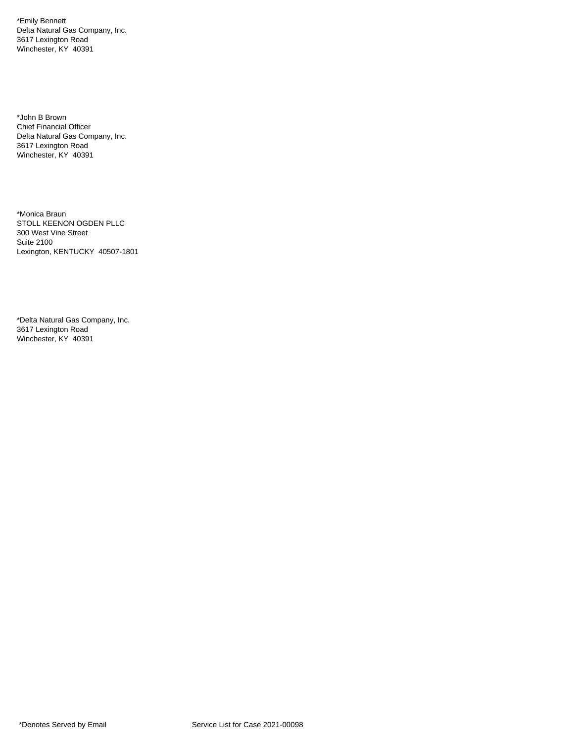*Emily Bennett
Delta Natural Gas Company, Inc.
3617 Lexington Road
Winchester, KY  40391

*John B Brown
Chief Financial Officer
Delta Natural Gas Company, Inc.
3617 Lexington Road
Winchester, KY  40391

*Monica Braun
STOLL KEENON OGDEN PLLC
300 West Vine Street
Suite 2100
Lexington, KENTUCKY  40507-1801

*Delta Natural Gas Company, Inc.
3617 Lexington Road
Winchester, KY  40391

*Denotes Served by Email

Service List for Case 2021-00098